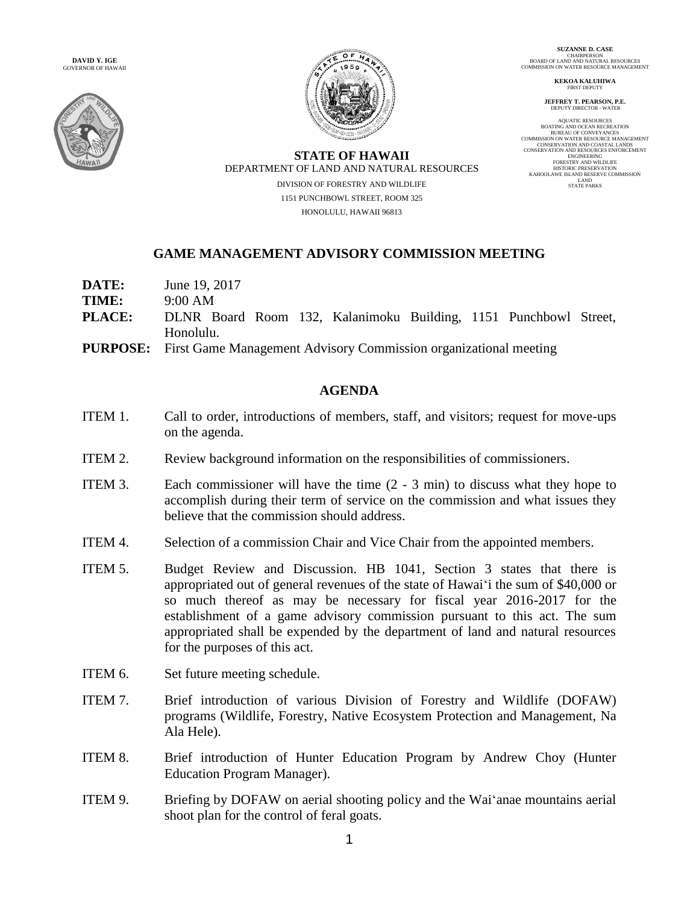**DAVID Y. IGE**
GOVERNOR OF HAWAII

**STATE OF HAWAII**
DEPARTMENT OF LAND AND NATURAL RESOURCES
DIVISION OF FORESTRY AND WILDLIFE
1151 PUNCHBOWL STREET, ROOM 325
HONOLULU, HAWAII 96813

**SUZANNE D. CASE**
CHAIRPERSON
BOARD OF LAND AND NATURAL RESOURCES
COMMISSION ON WATER RESOURCE MANAGEMENT

**KEKOA KALUHIWA**
FIRST DEPUTY

**JEFFREY T. PEARSON, P.E.**
DEPUTY DIRECTOR - WATER

AQUATIC RESOURCES
BOATING AND OCEAN RECREATION
BUREAU OF CONVEYANCES
COMMISSION ON WATER RESOURCE MANAGEMENT
CONSERVATION AND COASTAL LANDS
CONSERVATION AND RESOURCES ENFORCEMENT
ENGINEERING
FORESTRY AND WILDLIFE
HISTORIC PRESERVATION
KAHOOLAWE ISLAND RESERVE COMMISSION
LAND
STATE PARKS

## GAME MANAGEMENT ADVISORY COMMISSION MEETING

**DATE:** June 19, 2017
**TIME:** 9:00 AM
**PLACE:** DLNR Board Room 132, Kalanimoku Building, 1151 Punchbowl Street, Honolulu.
**PURPOSE:** First Game Management Advisory Commission organizational meeting

## AGENDA

ITEM 1. Call to order, introductions of members, staff, and visitors; request for move-ups on the agenda.

ITEM 2. Review background information on the responsibilities of commissioners.

ITEM 3. Each commissioner will have the time (2 - 3 min) to discuss what they hope to accomplish during their term of service on the commission and what issues they believe that the commission should address.

ITEM 4. Selection of a commission Chair and Vice Chair from the appointed members.

ITEM 5. Budget Review and Discussion. HB 1041, Section 3 states that there is appropriated out of general revenues of the state of Hawaiʻi the sum of $40,000 or so much thereof as may be necessary for fiscal year 2016-2017 for the establishment of a game advisory commission pursuant to this act. The sum appropriated shall be expended by the department of land and natural resources for the purposes of this act.

ITEM 6. Set future meeting schedule.

ITEM 7. Brief introduction of various Division of Forestry and Wildlife (DOFAW) programs (Wildlife, Forestry, Native Ecosystem Protection and Management, Na Ala Hele).

ITEM 8. Brief introduction of Hunter Education Program by Andrew Choy (Hunter Education Program Manager).

ITEM 9. Briefing by DOFAW on aerial shooting policy and the Waiʻanae mountains aerial shoot plan for the control of feral goats.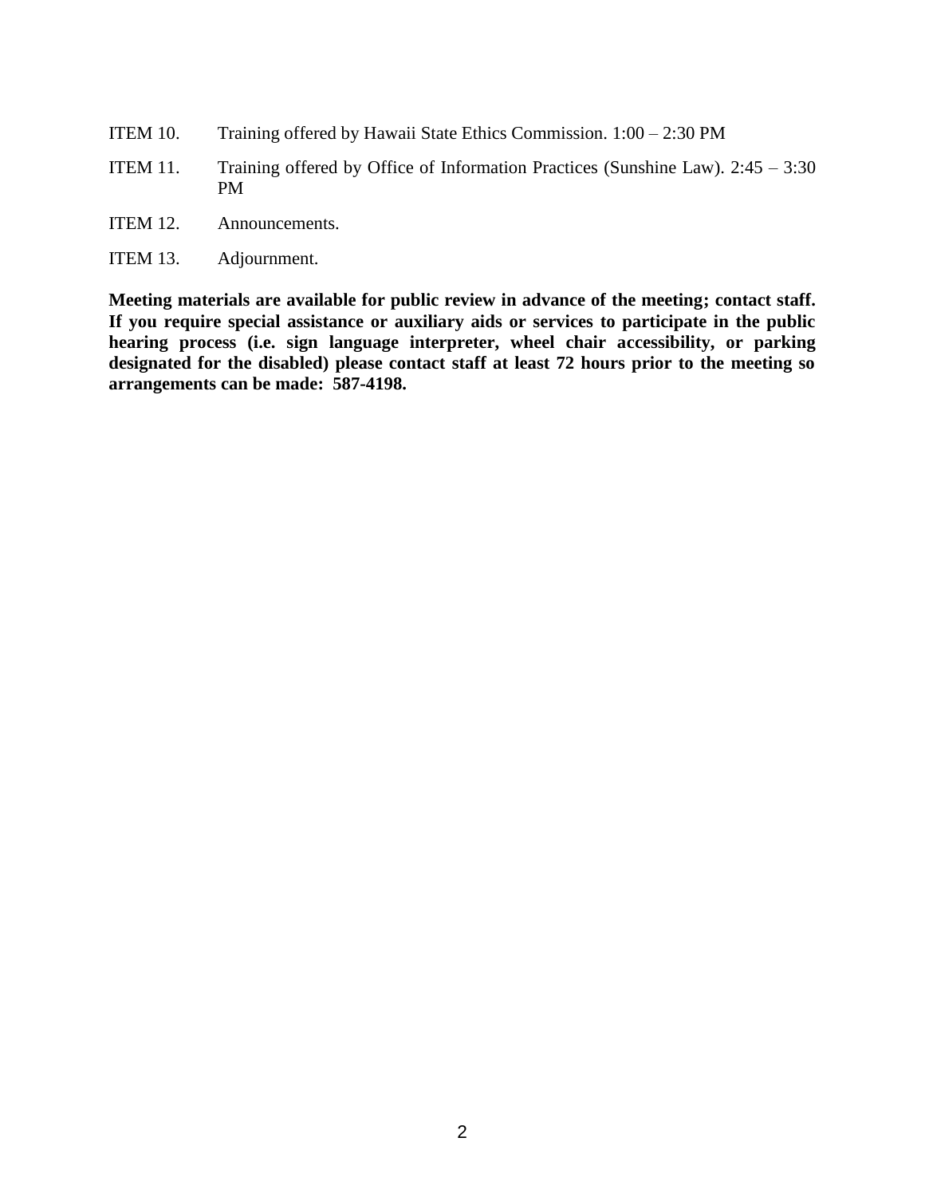ITEM 10. Training offered by Hawaii State Ethics Commission. 1:00 – 2:30 PM

ITEM 11. Training offered by Office of Information Practices (Sunshine Law). 2:45 – 3:30 PM

ITEM 12. Announcements.

ITEM 13. Adjournment.

**Meeting materials are available for public review in advance of the meeting; contact staff. If you require special assistance or auxiliary aids or services to participate in the public hearing process (i.e. sign language interpreter, wheel chair accessibility, or parking designated for the disabled) please contact staff at least 72 hours prior to the meeting so arrangements can be made: 587-4198.**